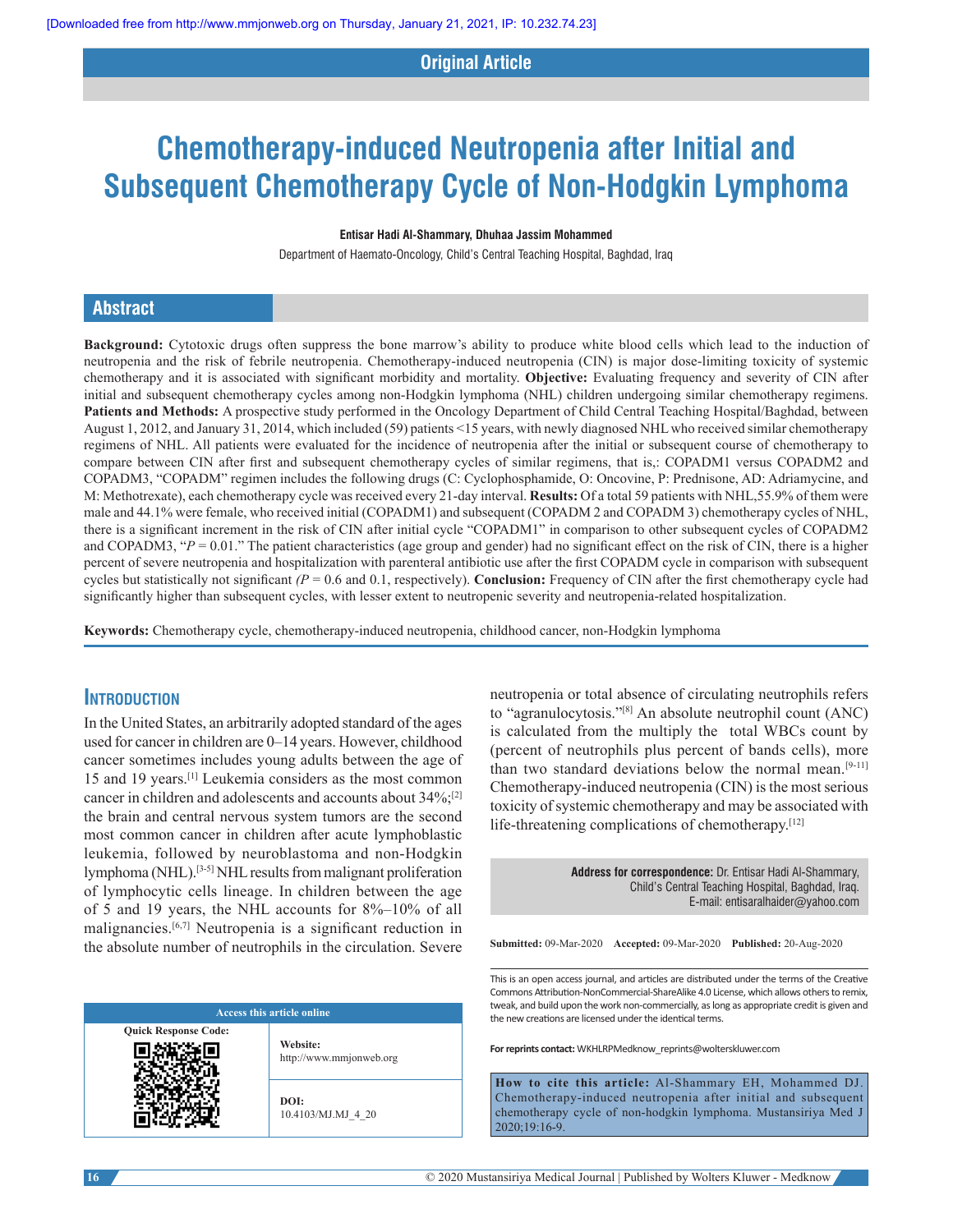Original Article

# Chemotherapy-induced Neutropenia after Initial and Subsequent Chemotherapy Cycle of Non-Hodgkin Lymphoma

**Entisar Hadi Al-Shammary, Dhuhaa Jassim Mohammed**

Department of Haemato-Oncology, Child's Central Teaching Hospital, Baghdad, Iraq

## Abstract

**Background:** Cytotoxic drugs often suppress the bone marrow's ability to produce white blood cells which lead to the induction of neutropenia and the risk of febrile neutropenia. Chemotherapy-induced neutropenia (CIN) is major dose-limiting toxicity of systemic chemotherapy and it is associated with significant morbidity and mortality. **Objective:** Evaluating frequency and severity of CIN after initial and subsequent chemotherapy cycles among non-Hodgkin lymphoma (NHL) children undergoing similar chemotherapy regimens. **Patients and Methods:** A prospective study performed in the Oncology Department of Child Central Teaching Hospital/Baghdad, between August 1, 2012, and January 31, 2014, which included (59) patients <15 years, with newly diagnosed NHL who received similar chemotherapy regimens of NHL. All patients were evaluated for the incidence of neutropenia after the initial or subsequent course of chemotherapy to compare between CIN after first and subsequent chemotherapy cycles of similar regimens, that is,: COPADM1 versus COPADM2 and COPADM3, "COPADM" regimen includes the following drugs (C: Cyclophosphamide, O: Oncovine, P: Prednisone, AD: Adriamycine, and M: Methotrexate), each chemotherapy cycle was received every 21-day interval. **Results:** Of a total 59 patients with NHL,55.9% of them were male and 44.1% were female, who received initial (COPADM1) and subsequent (COPADM 2 and COPADM 3) chemotherapy cycles of NHL, there is a significant increment in the risk of CIN after initial cycle "COPADM1" in comparison to other subsequent cycles of COPADM2 and COPADM3, "$P = 0.01$." The patient characteristics (age group and gender) had no significant effect on the risk of CIN, there is a higher percent of severe neutropenia and hospitalization with parenteral antibiotic use after the first COPADM cycle in comparison with subsequent cycles but statistically not significant ($P = 0.6$ and 0.1, respectively). **Conclusion:** Frequency of CIN after the first chemotherapy cycle had significantly higher than subsequent cycles, with lesser extent to neutropenic severity and neutropenia-related hospitalization.

**Keywords:** Chemotherapy cycle, chemotherapy-induced neutropenia, childhood cancer, non-Hodgkin lymphoma

## Introduction

In the United States, an arbitrarily adopted standard of the ages used for cancer in children are 0–14 years. However, childhood cancer sometimes includes young adults between the age of 15 and 19 years.[1] Leukemia considers as the most common cancer in children and adolescents and accounts about 34%;[2] the brain and central nervous system tumors are the second most common cancer in children after acute lymphoblastic leukemia, followed by neuroblastoma and non-Hodgkin lymphoma (NHL).[3-5] NHL results from malignant proliferation of lymphocytic cells lineage. In children between the age of 5 and 19 years, the NHL accounts for 8%–10% of all malignancies.[6,7] Neutropenia is a significant reduction in the absolute number of neutrophils in the circulation. Severe neutropenia or total absence of circulating neutrophils refers to "agranulocytosis."[8] An absolute neutrophil count (ANC) is calculated from the multiply the total WBCs count by (percent of neutrophils plus percent of bands cells), more than two standard deviations below the normal mean.[9-11] Chemotherapy-induced neutropenia (CIN) is the most serious toxicity of systemic chemotherapy and may be associated with life-threatening complications of chemotherapy.[12]

**Address for correspondence:** Dr. Entisar Hadi Al-Shammary, Child's Central Teaching Hospital, Baghdad, Iraq. E-mail: entisaralhaider@yahoo.com

**Submitted:** 09-Mar-2020 **Accepted:** 09-Mar-2020 **Published:** 20-Aug-2020

This is an open access journal, and articles are distributed under the terms of the Creative Commons Attribution-NonCommercial-ShareAlike 4.0 License, which allows others to remix, tweak, and build upon the work non-commercially, as long as appropriate credit is given and the new creations are licensed under the identical terms.

**For reprints contact:** WKHLRPMedknow_reprints@wolterskluwer.com

| Access this article online | |
|---|---|
| Quick Response Code: | Website: http://www.mmjonweb.org |
| | DOI: 10.4103/MJ.MJ_4_20 |

**How to cite this article:** Al-Shammary EH, Mohammed DJ. Chemotherapy-induced neutropenia after initial and subsequent chemotherapy cycle of non-hodgkin lymphoma. Mustansiriya Med J 2020;19:16-9.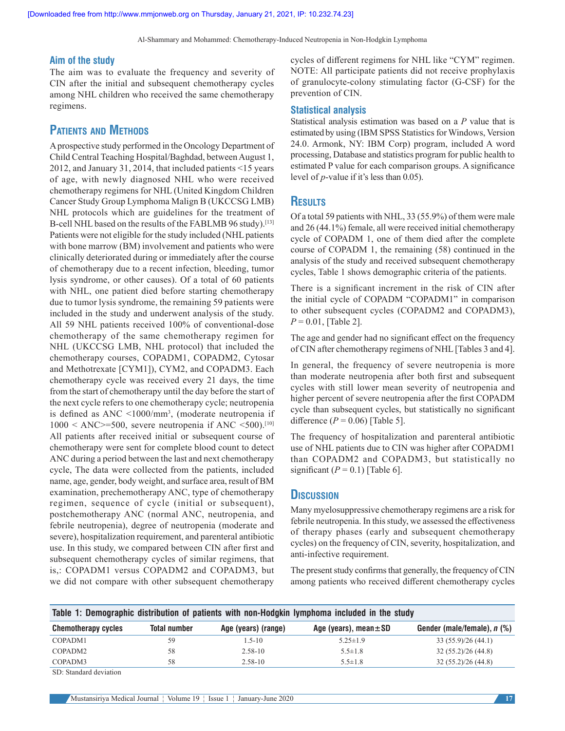## Aim of the study

The aim was to evaluate the frequency and severity of CIN after the initial and subsequent chemotherapy cycles among NHL children who received the same chemotherapy regimens.

# Patients and Methods

A prospective study performed in the Oncology Department of Child Central Teaching Hospital/Baghdad, between August 1, 2012, and January 31, 2014, that included patients <15 years of age, with newly diagnosed NHL who were received chemotherapy regimens for NHL (United Kingdom Children Cancer Study Group Lymphoma Malign B (UKCCSG LMB) NHL protocols which are guidelines for the treatment of B-cell NHL based on the results of the FABLMB 96 study).[13] Patients were not eligible for the study included (NHL patients with bone marrow (BM) involvement and patients who were clinically deteriorated during or immediately after the course of chemotherapy due to a recent infection, bleeding, tumor lysis syndrome, or other causes). Of a total of 60 patients with NHL, one patient died before starting chemotherapy due to tumor lysis syndrome, the remaining 59 patients were included in the study and underwent analysis of the study. All 59 NHL patients received 100% of conventional-dose chemotherapy of the same chemotherapy regimen for NHL (UKCCSG LMB, NHL protocol) that included the chemotherapy courses, COPADM1, COPADM2, Cytosar and Methotrexate [CYM1]), CYM2, and COPADM3. Each chemotherapy cycle was received every 21 days, the time from the start of chemotherapy until the day before the start of the next cycle refers to one chemotherapy cycle; neutropenia is defined as ANC <1000/mm$^3$, (moderate neutropenia if 1000 < ANC>=500, severe neutropenia if ANC <500).[10] All patients after received initial or subsequent course of chemotherapy were sent for complete blood count to detect ANC during a period between the last and next chemotherapy cycle, The data were collected from the patients, included name, age, gender, body weight, and surface area, result of BM examination, prechemotherapy ANC, type of chemotherapy regimen, sequence of cycle (initial or subsequent), postchemotherapy ANC (normal ANC, neutropenia, and febrile neutropenia), degree of neutropenia (moderate and severe), hospitalization requirement, and parenteral antibiotic use. In this study, we compared between CIN after first and subsequent chemotherapy cycles of similar regimens, that is,: COPADM1 versus COPADM2 and COPADM3, but we did not compare with other subsequent chemotherapy cycles of different regimens for NHL like "CYM" regimen. NOTE: All participate patients did not receive prophylaxis of granulocyte-colony stimulating factor (G-CSF) for the prevention of CIN.

## Statistical analysis

Statistical analysis estimation was based on a *P* value that is estimated by using (IBM SPSS Statistics for Windows, Version 24.0. Armonk, NY: IBM Corp) program, included A word processing, Database and statistics program for public health to estimated P value for each comparison groups. A significance level of *p*-value if it's less than 0.05).

# Results

Of a total 59 patients with NHL, 33 (55.9%) of them were male and 26 (44.1%) female, all were received initial chemotherapy cycle of COPADM 1, one of them died after the complete course of COPADM 1, the remaining (58) continued in the analysis of the study and received subsequent chemotherapy cycles, Table 1 shows demographic criteria of the patients.

There is a significant increment in the risk of CIN after the initial cycle of COPADM "COPADM1" in comparison to other subsequent cycles (COPADM2 and COPADM3), $P = 0.01$, [Table 2].

The age and gender had no significant effect on the frequency of CIN after chemotherapy regimens of NHL [Tables 3 and 4].

In general, the frequency of severe neutropenia is more than moderate neutropenia after both first and subsequent cycles with still lower mean severity of neutropenia and higher percent of severe neutropenia after the first COPADM cycle than subsequent cycles, but statistically no significant difference ($P = 0.06$) [Table 5].

The frequency of hospitalization and parenteral antibiotic use of NHL patients due to CIN was higher after COPADM1 than COPADM2 and COPADM3, but statistically no significant ($P = 0.1$) [Table 6].

# Discussion

Many myelosuppressive chemotherapy regimens are a risk for febrile neutropenia. In this study, we assessed the effectiveness of therapy phases (early and subsequent chemotherapy cycles) on the frequency of CIN, severity, hospitalization, and anti-infective requirement.

The present study confirms that generally, the frequency of CIN among patients who received different chemotherapy cycles

**Table 1: Demographic distribution of patients with non-Hodgkin lymphoma included in the study**

| Chemotherapy cycles | Total number | Age (years) (range) | Age (years), mean±SD | Gender (male/female), *n* (%) |
|---|---|---|---|---|
| COPADM1 | 59 | 1.5-10 | 5.25±1.9 | 33 (55.9)/26 (44.1) |
| COPADM2 | 58 | 2.58-10 | 5.5±1.8 | 32 (55.2)/26 (44.8) |
| COPADM3 | 58 | 2.58-10 | 5.5±1.8 | 32 (55.2)/26 (44.8) |

SD: Standard deviation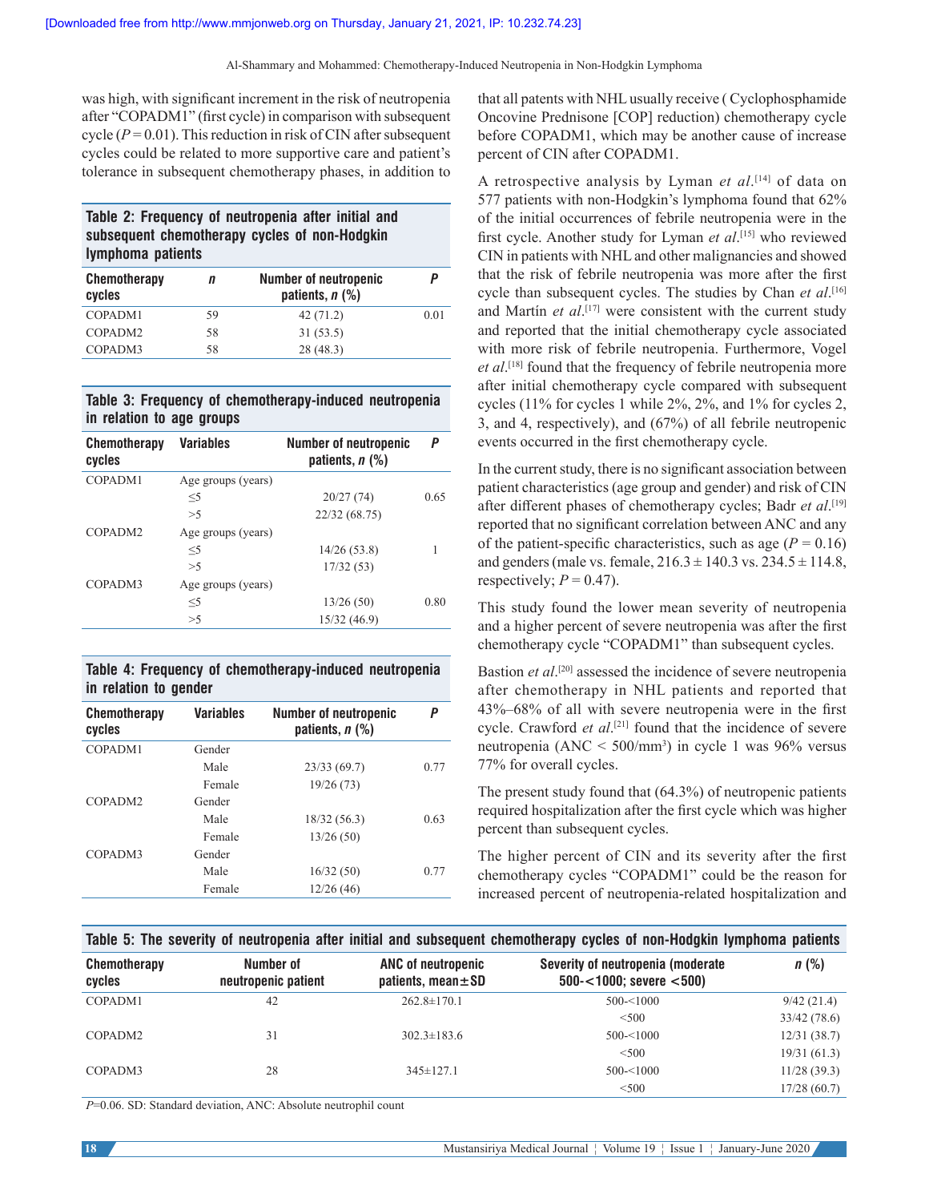was high, with significant increment in the risk of neutropenia after "COPADM1" (first cycle) in comparison with subsequent cycle ($P = 0.01$). This reduction in risk of CIN after subsequent cycles could be related to more supportive care and patient's tolerance in subsequent chemotherapy phases, in addition to that all patients with NHL usually receive ( Cyclophosphamide Oncovine Prednisone [COP] reduction) chemotherapy cycle before COPADM1, which may be another cause of increase percent of CIN after COPADM1.

**Table 2: Frequency of neutropenia after initial and subsequent chemotherapy cycles of non-Hodgkin lymphoma patients**

| Chemotherapy cycles | n | Number of neutropenic patients, n (%) | P |
|---|---|---|---|
| COPADM1 | 59 | 42 (71.2) | 0.01 |
| COPADM2 | 58 | 31 (53.5) | |
| COPADM3 | 58 | 28 (48.3) | |

**Table 3: Frequency of chemotherapy-induced neutropenia in relation to age groups**

| Chemotherapy cycles | Variables | Number of neutropenic patients, n (%) | P |
|---|---|---|---|
| COPADM1 | Age groups (years) | | |
| | ≤5 | 20/27 (74) | 0.65 |
| | >5 | 22/32 (68.75) | |
| COPADM2 | Age groups (years) | | |
| | ≤5 | 14/26 (53.8) | 1 |
| | >5 | 17/32 (53) | |
| COPADM3 | Age groups (years) | | |
| | ≤5 | 13/26 (50) | 0.80 |
| | >5 | 15/32 (46.9) | |

**Table 4: Frequency of chemotherapy-induced neutropenia in relation to gender**

| Chemotherapy cycles | Variables | Number of neutropenic patients, n (%) | P |
|---|---|---|---|
| COPADM1 | Gender | | |
| | Male | 23/33 (69.7) | 0.77 |
| | Female | 19/26 (73) | |
| COPADM2 | Gender | | |
| | Male | 18/32 (56.3) | 0.63 |
| | Female | 13/26 (50) | |
| COPADM3 | Gender | | |
| | Male | 16/32 (50) | 0.77 |
| | Female | 12/26 (46) | |

A retrospective analysis by Lyman *et al*.[14] of data on 577 patients with non-Hodgkin's lymphoma found that 62% of the initial occurrences of febrile neutropenia were in the first cycle. Another study for Lyman *et al*.[15] who reviewed CIN in patients with NHL and other malignancies and showed that the risk of febrile neutropenia was more after the first cycle than subsequent cycles. The studies by Chan *et al*.[16] and Martín *et al*.[17] were consistent with the current study and reported that the initial chemotherapy cycle associated with more risk of febrile neutropenia. Furthermore, Vogel *et al*.[18] found that the frequency of febrile neutropenia more after initial chemotherapy cycle compared with subsequent cycles (11% for cycles 1 while 2%, 2%, and 1% for cycles 2, 3, and 4, respectively), and (67%) of all febrile neutropenic events occurred in the first chemotherapy cycle.

In the current study, there is no significant association between patient characteristics (age group and gender) and risk of CIN after different phases of chemotherapy cycles; Badr *et al*.[19] reported that no significant correlation between ANC and any of the patient-specific characteristics, such as age ($P = 0.16$) and genders (male vs. female, $216.3 \pm 140.3$ vs. $234.5 \pm 114.8$, respectively; $P = 0.47$).

This study found the lower mean severity of neutropenia and a higher percent of severe neutropenia was after the first chemotherapy cycle "COPADM1" than subsequent cycles.

Bastion *et al*.[20] assessed the incidence of severe neutropenia after chemotherapy in NHL patients and reported that 43%–68% of all with severe neutropenia were in the first cycle. Crawford *et al*.[21] found that the incidence of severe neutropenia (ANC < 500/mm$^3$) in cycle 1 was 96% versus 77% for overall cycles.

The present study found that (64.3%) of neutropenic patients required hospitalization after the first cycle which was higher percent than subsequent cycles.

The higher percent of CIN and its severity after the first chemotherapy cycles "COPADM1" could be the reason for increased percent of neutropenia-related hospitalization and

**Table 5: The severity of neutropenia after initial and subsequent chemotherapy cycles of non-Hodgkin lymphoma patients**

| Chemotherapy cycles | Number of neutropenic patient | ANC of neutropenic patients, mean±SD | Severity of neutropenia (moderate 500-<1000; severe <500) | n (%) |
|---|---|---|---|---|
| COPADM1 | 42 | 262.8±170.1 | 500-<1000 | 9/42 (21.4) |
| | | | <500 | 33/42 (78.6) |
| COPADM2 | 31 | 302.3±183.6 | 500-<1000 | 12/31 (38.7) |
| | | | <500 | 19/31 (61.3) |
| COPADM3 | 28 | 345±127.1 | 500-<1000 | 11/28 (39.3) |
| | | | <500 | 17/28 (60.7) |

$P$=0.06. SD: Standard deviation, ANC: Absolute neutrophil count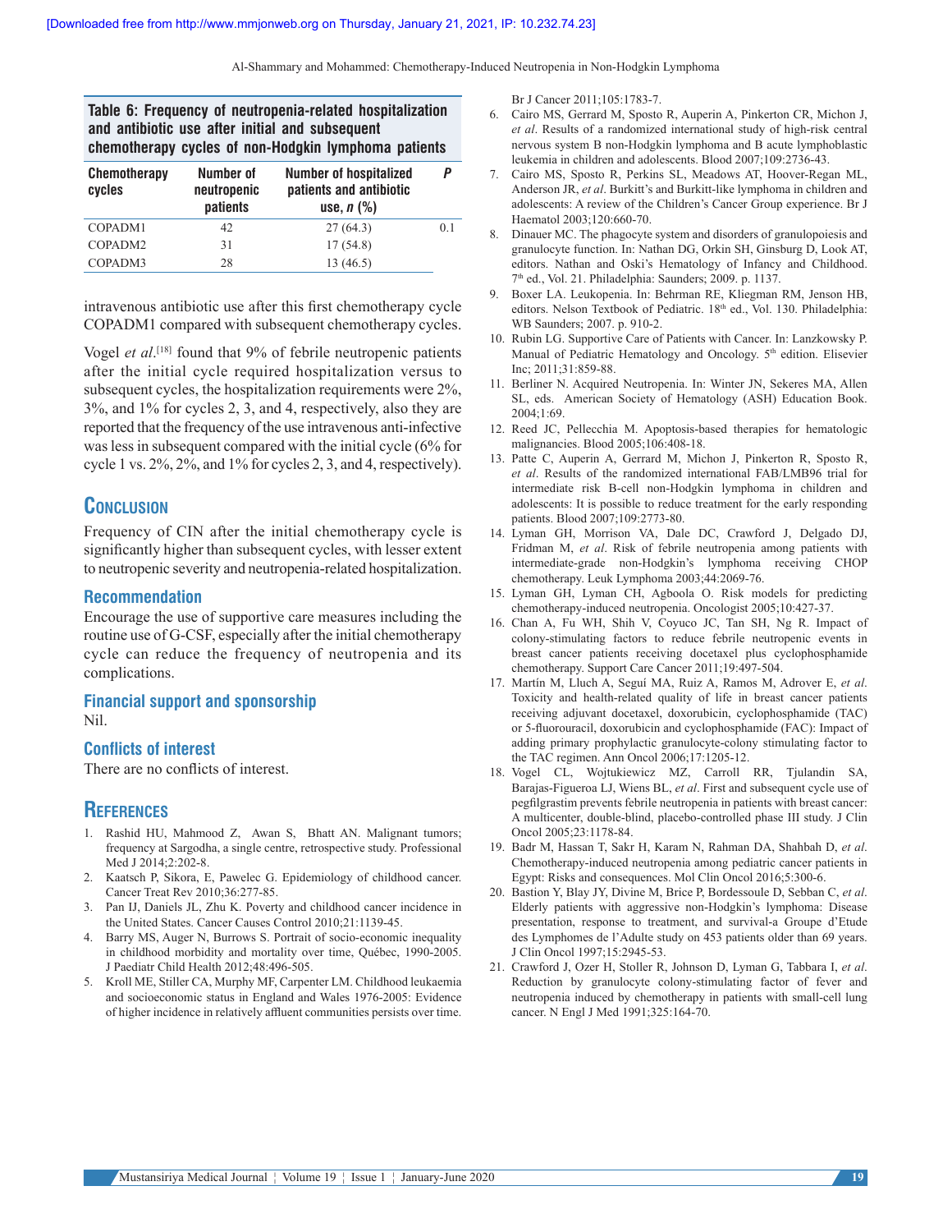**Table 6: Frequency of neutropenia-related hospitalization and antibiotic use after initial and subsequent chemotherapy cycles of non-Hodgkin lymphoma patients**

| Chemotherapy cycles | Number of neutropenic patients | Number of hospitalized patients and antibiotic use, *n* (%) | *P* |
|---|---|---|---|
| COPADM1 | 42 | 27 (64.3) | 0.1 |
| COPADM2 | 31 | 17 (54.8) | |
| COPADM3 | 28 | 13 (46.5) | |

intravenous antibiotic use after this first chemotherapy cycle COPADM1 compared with subsequent chemotherapy cycles.

Vogel *et al*.[18] found that 9% of febrile neutropenic patients after the initial cycle required hospitalization versus to subsequent cycles, the hospitalization requirements were 2%, 3%, and 1% for cycles 2, 3, and 4, respectively, also they are reported that the frequency of the use intravenous anti-infective was less in subsequent compared with the initial cycle (6% for cycle 1 vs. 2%, 2%, and 1% for cycles 2, 3, and 4, respectively).

## Conclusion

Frequency of CIN after the initial chemotherapy cycle is significantly higher than subsequent cycles, with lesser extent to neutropenic severity and neutropenia-related hospitalization.

### Recommendation

Encourage the use of supportive care measures including the routine use of G-CSF, especially after the initial chemotherapy cycle can reduce the frequency of neutropenia and its complications.

### Financial support and sponsorship

Nil.

### Conflicts of interest

There are no conflicts of interest.

## References

1. Rashid HU, Mahmood Z, Awan S, Bhatt AN. Malignant tumors; frequency at Sargodha, a single centre, retrospective study. Professional Med J 2014;2:202-8.
2. Kaatsch P, Sikora, E, Pawelec G. Epidemiology of childhood cancer. Cancer Treat Rev 2010;36:277-85.
3. Pan IJ, Daniels JL, Zhu K. Poverty and childhood cancer incidence in the United States. Cancer Causes Control 2010;21:1139-45.
4. Barry MS, Auger N, Burrows S. Portrait of socio-economic inequality in childhood morbidity and mortality over time, Québec, 1990-2005. J Paediatr Child Health 2012;48:496-505.
5. Kroll ME, Stiller CA, Murphy MF, Carpenter LM. Childhood leukaemia and socioeconomic status in England and Wales 1976-2005: Evidence of higher incidence in relatively affluent communities persists over time. Br J Cancer 2011;105:1783-7.
6. Cairo MS, Gerrard M, Sposto R, Auperin A, Pinkerton CR, Michon J, *et al*. Results of a randomized international study of high-risk central nervous system B non-Hodgkin lymphoma and B acute lymphoblastic leukemia in children and adolescents. Blood 2007;109:2736-43.
7. Cairo MS, Sposto R, Perkins SL, Meadows AT, Hoover-Regan ML, Anderson JR, *et al*. Burkitt's and Burkitt-like lymphoma in children and adolescents: A review of the Children's Cancer Group experience. Br J Haematol 2003;120:660-70.
8. Dinauer MC. The phagocyte system and disorders of granulopoiesis and granulocyte function. In: Nathan DG, Orkin SH, Ginsburg D, Look AT, editors. Nathan and Oski's Hematology of Infancy and Childhood. 7th ed., Vol. 21. Philadelphia: Saunders; 2009. p. 1137.
9. Boxer LA. Leukopenia. In: Behrman RE, Kliegman RM, Jenson HB, editors. Nelson Textbook of Pediatric. 18th ed., Vol. 130. Philadelphia: WB Saunders; 2007. p. 910-2.
10. Rubin LG. Supportive Care of Patients with Cancer. In: Lanzkowsky P. Manual of Pediatric Hematology and Oncology. 5th edition. Elisevier Inc; 2011;31:859-88.
11. Berliner N. Acquired Neutropenia. In: Winter JN, Sekeres MA, Allen SL, eds. American Society of Hematology (ASH) Education Book. 2004;1:69.
12. Reed JC, Pellecchia M. Apoptosis-based therapies for hematologic malignancies. Blood 2005;106:408-18.
13. Patte C, Auperin A, Gerrard M, Michon J, Pinkerton R, Sposto R, *et al*. Results of the randomized international FAB/LMB96 trial for intermediate risk B-cell non-Hodgkin lymphoma in children and adolescents: It is possible to reduce treatment for the early responding patients. Blood 2007;109:2773-80.
14. Lyman GH, Morrison VA, Dale DC, Crawford J, Delgado DJ, Fridman M, *et al*. Risk of febrile neutropenia among patients with intermediate-grade non-Hodgkin's lymphoma receiving CHOP chemotherapy. Leuk Lymphoma 2003;44:2069-76.
15. Lyman GH, Lyman CH, Agboola O. Risk models for predicting chemotherapy-induced neutropenia. Oncologist 2005;10:427-37.
16. Chan A, Fu WH, Shih V, Coyuco JC, Tan SH, Ng R. Impact of colony-stimulating factors to reduce febrile neutropenic events in breast cancer patients receiving docetaxel plus cyclophosphamide chemotherapy. Support Care Cancer 2011;19:497-504.
17. Martín M, Lluch A, Seguí MA, Ruiz A, Ramos M, Adrover E, *et al*. Toxicity and health-related quality of life in breast cancer patients receiving adjuvant docetaxel, doxorubicin, cyclophosphamide (TAC) or 5-fluorouracil, doxorubicin and cyclophosphamide (FAC): Impact of adding primary prophylactic granulocyte-colony stimulating factor to the TAC regimen. Ann Oncol 2006;17:1205-12.
18. Vogel CL, Wojtukiewicz MZ, Carroll RR, Tjulandin SA, Barajas-Figueroa LJ, Wiens BL, *et al*. First and subsequent cycle use of pegfilgrastim prevents febrile neutropenia in patients with breast cancer: A multicenter, double-blind, placebo-controlled phase III study. J Clin Oncol 2005;23:1178-84.
19. Badr M, Hassan T, Sakr H, Karam N, Rahman DA, Shahbah D, *et al*. Chemotherapy-induced neutropenia among pediatric cancer patients in Egypt: Risks and consequences. Mol Clin Oncol 2016;5:300-6.
20. Bastion Y, Blay JY, Divine M, Brice P, Bordessoule D, Sebban C, *et al*. Elderly patients with aggressive non-Hodgkin's lymphoma: Disease presentation, response to treatment, and survival-a Groupe d'Etude des Lymphomes de l'Adulte study on 453 patients older than 69 years. J Clin Oncol 1997;15:2945-53.
21. Crawford J, Ozer H, Stoller R, Johnson D, Lyman G, Tabbara I, *et al*. Reduction by granulocyte colony-stimulating factor of fever and neutropenia induced by chemotherapy in patients with small-cell lung cancer. N Engl J Med 1991;325:164-70.